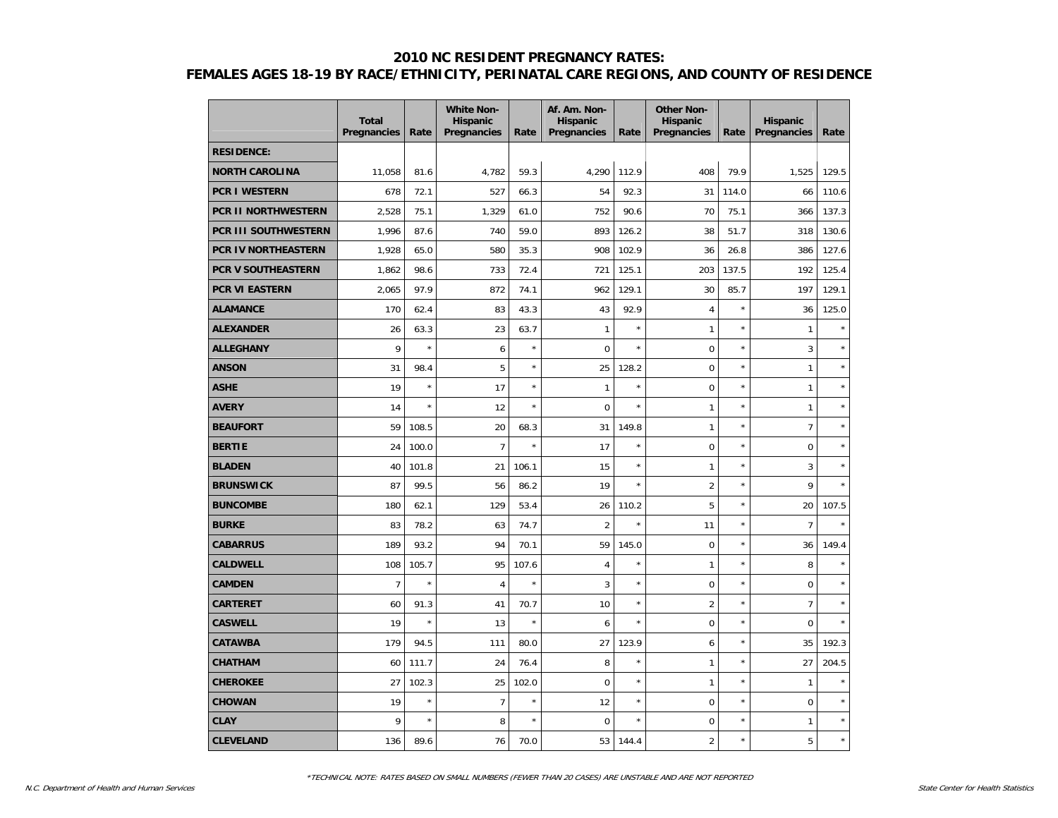# 2010 NC RESIDENT PREGNANCY RATES:
# FEMALES AGES 18-19 BY RACE/ETHNICITY, PERINATAL CARE REGIONS, AND COUNTY OF RESIDENCE

| | Total Pregnancies | Rate | White Non-Hispanic Pregnancies | Rate | Af. Am. Non-Hispanic Pregnancies | Rate | Other Non-Hispanic Pregnancies | Rate | Hispanic Pregnancies | Rate |
|---|---|---|---|---|---|---|---|---|---|---|
| **RESIDENCE:** | | | | | | | | | | |
| **NORTH CAROLINA** | 11,058 | 81.6 | 4,782 | 59.3 | 4,290 | 112.9 | 408 | 79.9 | 1,525 | 129.5 |
| **PCR I WESTERN** | 678 | 72.1 | 527 | 66.3 | 54 | 92.3 | 31 | 114.0 | 66 | 110.6 |
| **PCR II NORTHWESTERN** | 2,528 | 75.1 | 1,329 | 61.0 | 752 | 90.6 | 70 | 75.1 | 366 | 137.3 |
| **PCR III SOUTHWESTERN** | 1,996 | 87.6 | 740 | 59.0 | 893 | 126.2 | 38 | 51.7 | 318 | 130.6 |
| **PCR IV NORTHEASTERN** | 1,928 | 65.0 | 580 | 35.3 | 908 | 102.9 | 36 | 26.8 | 386 | 127.6 |
| **PCR V SOUTHEASTERN** | 1,862 | 98.6 | 733 | 72.4 | 721 | 125.1 | 203 | 137.5 | 192 | 125.4 |
| **PCR VI EASTERN** | 2,065 | 97.9 | 872 | 74.1 | 962 | 129.1 | 30 | 85.7 | 197 | 129.1 |
| **ALAMANCE** | 170 | 62.4 | 83 | 43.3 | 43 | 92.9 | 4 | * | 36 | 125.0 |
| **ALEXANDER** | 26 | 63.3 | 23 | 63.7 | 1 | * | 1 | * | 1 | * |
| **ALLEGHANY** | 9 | * | 6 | * | 0 | * | 0 | * | 3 | * |
| **ANSON** | 31 | 98.4 | 5 | * | 25 | 128.2 | 0 | * | 1 | * |
| **ASHE** | 19 | * | 17 | * | 1 | * | 0 | * | 1 | * |
| **AVERY** | 14 | * | 12 | * | 0 | * | 1 | * | 1 | * |
| **BEAUFORT** | 59 | 108.5 | 20 | 68.3 | 31 | 149.8 | 1 | * | 7 | * |
| **BERTIE** | 24 | 100.0 | 7 | * | 17 | * | 0 | * | 0 | * |
| **BLADEN** | 40 | 101.8 | 21 | 106.1 | 15 | * | 1 | * | 3 | * |
| **BRUNSWICK** | 87 | 99.5 | 56 | 86.2 | 19 | * | 2 | * | 9 | * |
| **BUNCOMBE** | 180 | 62.1 | 129 | 53.4 | 26 | 110.2 | 5 | * | 20 | 107.5 |
| **BURKE** | 83 | 78.2 | 63 | 74.7 | 2 | * | 11 | * | 7 | * |
| **CABARRUS** | 189 | 93.2 | 94 | 70.1 | 59 | 145.0 | 0 | * | 36 | 149.4 |
| **CALDWELL** | 108 | 105.7 | 95 | 107.6 | 4 | * | 1 | * | 8 | * |
| **CAMDEN** | 7 | * | 4 | * | 3 | * | 0 | * | 0 | * |
| **CARTERET** | 60 | 91.3 | 41 | 70.7 | 10 | * | 2 | * | 7 | * |
| **CASWELL** | 19 | * | 13 | * | 6 | * | 0 | * | 0 | * |
| **CATAWBA** | 179 | 94.5 | 111 | 80.0 | 27 | 123.9 | 6 | * | 35 | 192.3 |
| **CHATHAM** | 60 | 111.7 | 24 | 76.4 | 8 | * | 1 | * | 27 | 204.5 |
| **CHEROKEE** | 27 | 102.3 | 25 | 102.0 | 0 | * | 1 | * | 1 | * |
| **CHOWAN** | 19 | * | 7 | * | 12 | * | 0 | * | 0 | * |
| **CLAY** | 9 | * | 8 | * | 0 | * | 0 | * | 1 | * |
| **CLEVELAND** | 136 | 89.6 | 76 | 70.0 | 53 | 144.4 | 2 | * | 5 | * |

*TECHNICAL NOTE: RATES BASED ON SMALL NUMBERS (FEWER THAN 20 CASES) ARE UNSTABLE AND ARE NOT REPORTED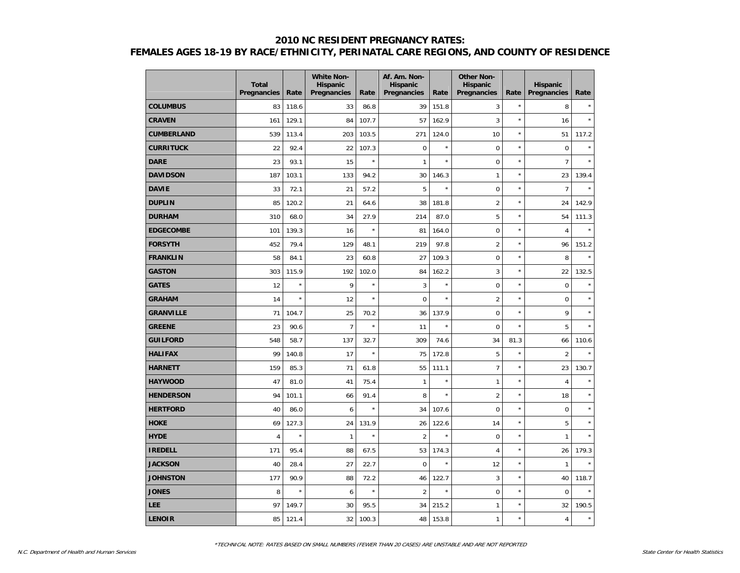## 2010 NC RESIDENT PREGNANCY RATES:
## FEMALES AGES 18-19 BY RACE/ETHNICITY, PERINATAL CARE REGIONS, AND COUNTY OF RESIDENCE

| | Total Pregnancies | Rate | White Non-Hispanic Pregnancies | Rate | Af. Am. Non-Hispanic Pregnancies | Rate | Other Non-Hispanic Pregnancies | Rate | Hispanic Pregnancies | Rate |
|---|---|---|---|---|---|---|---|---|---|---|
| **COLUMBUS** | 83 | 118.6 | 33 | 86.8 | 39 | 151.8 | 3 | * | 8 | * |
| **CRAVEN** | 161 | 129.1 | 84 | 107.7 | 57 | 162.9 | 3 | * | 16 | * |
| **CUMBERLAND** | 539 | 113.4 | 203 | 103.5 | 271 | 124.0 | 10 | * | 51 | 117.2 |
| **CURRITUCK** | 22 | 92.4 | 22 | 107.3 | 0 | * | 0 | * | 0 | * |
| **DARE** | 23 | 93.1 | 15 | * | 1 | * | 0 | * | 7 | * |
| **DAVIDSON** | 187 | 103.1 | 133 | 94.2 | 30 | 146.3 | 1 | * | 23 | 139.4 |
| **DAVIE** | 33 | 72.1 | 21 | 57.2 | 5 | * | 0 | * | 7 | * |
| **DUPLIN** | 85 | 120.2 | 21 | 64.6 | 38 | 181.8 | 2 | * | 24 | 142.9 |
| **DURHAM** | 310 | 68.0 | 34 | 27.9 | 214 | 87.0 | 5 | * | 54 | 111.3 |
| **EDGECOMBE** | 101 | 139.3 | 16 | * | 81 | 164.0 | 0 | * | 4 | * |
| **FORSYTH** | 452 | 79.4 | 129 | 48.1 | 219 | 97.8 | 2 | * | 96 | 151.2 |
| **FRANKLIN** | 58 | 84.1 | 23 | 60.8 | 27 | 109.3 | 0 | * | 8 | * |
| **GASTON** | 303 | 115.9 | 192 | 102.0 | 84 | 162.2 | 3 | * | 22 | 132.5 |
| **GATES** | 12 | * | 9 | * | 3 | * | 0 | * | 0 | * |
| **GRAHAM** | 14 | * | 12 | * | 0 | * | 2 | * | 0 | * |
| **GRANVILLE** | 71 | 104.7 | 25 | 70.2 | 36 | 137.9 | 0 | * | 9 | * |
| **GREENE** | 23 | 90.6 | 7 | * | 11 | * | 0 | * | 5 | * |
| **GUILFORD** | 548 | 58.7 | 137 | 32.7 | 309 | 74.6 | 34 | 81.3 | 66 | 110.6 |
| **HALIFAX** | 99 | 140.8 | 17 | * | 75 | 172.8 | 5 | * | 2 | * |
| **HARNETT** | 159 | 85.3 | 71 | 61.8 | 55 | 111.1 | 7 | * | 23 | 130.7 |
| **HAYWOOD** | 47 | 81.0 | 41 | 75.4 | 1 | * | 1 | * | 4 | * |
| **HENDERSON** | 94 | 101.1 | 66 | 91.4 | 8 | * | 2 | * | 18 | * |
| **HERTFORD** | 40 | 86.0 | 6 | * | 34 | 107.6 | 0 | * | 0 | * |
| **HOKE** | 69 | 127.3 | 24 | 131.9 | 26 | 122.6 | 14 | * | 5 | * |
| **HYDE** | 4 | * | 1 | * | 2 | * | 0 | * | 1 | * |
| **IREDELL** | 171 | 95.4 | 88 | 67.5 | 53 | 174.3 | 4 | * | 26 | 179.3 |
| **JACKSON** | 40 | 28.4 | 27 | 22.7 | 0 | * | 12 | * | 1 | * |
| **JOHNSTON** | 177 | 90.9 | 88 | 72.2 | 46 | 122.7 | 3 | * | 40 | 118.7 |
| **JONES** | 8 | * | 6 | * | 2 | * | 0 | * | 0 | * |
| **LEE** | 97 | 149.7 | 30 | 95.5 | 34 | 215.2 | 1 | * | 32 | 190.5 |
| **LENOIR** | 85 | 121.4 | 32 | 100.3 | 48 | 153.8 | 1 | * | 4 | * |

*TECHNICAL NOTE: RATES BASED ON SMALL NUMBERS (FEWER THAN 20 CASES) ARE UNSTABLE AND ARE NOT REPORTED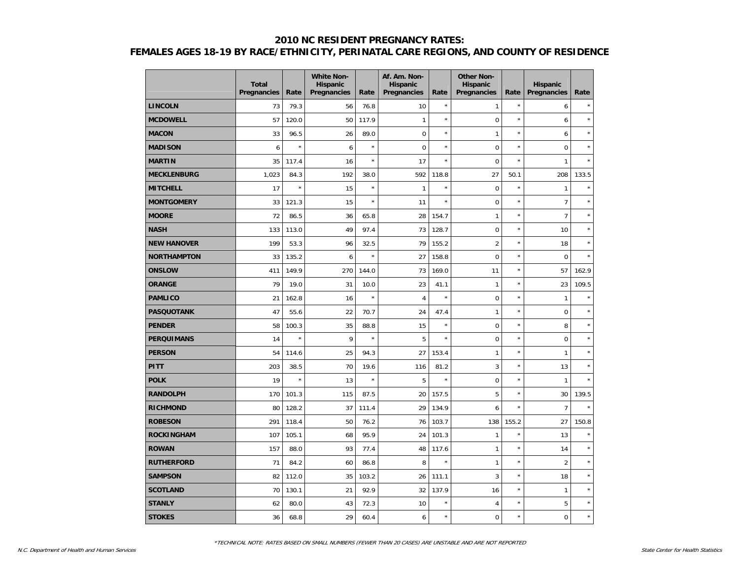# 2010 NC RESIDENT PREGNANCY RATES:
# FEMALES AGES 18-19 BY RACE/ETHNICITY, PERINATAL CARE REGIONS, AND COUNTY OF RESIDENCE

| | Total Pregnancies | Rate | White Non-Hispanic Pregnancies | Rate | Af. Am. Non-Hispanic Pregnancies | Rate | Other Non-Hispanic Pregnancies | Rate | Hispanic Pregnancies | Rate |
|---|---|---|---|---|---|---|---|---|---|---|
| **LINCOLN** | 73 | 79.3 | 56 | 76.8 | 10 | * | 1 | * | 6 | * |
| **MCDOWELL** | 57 | 120.0 | 50 | 117.9 | 1 | * | 0 | * | 6 | * |
| **MACON** | 33 | 96.5 | 26 | 89.0 | 0 | * | 1 | * | 6 | * |
| **MADISON** | 6 | * | 6 | * | 0 | * | 0 | * | 0 | * |
| **MARTIN** | 35 | 117.4 | 16 | * | 17 | * | 0 | * | 1 | * |
| **MECKLENBURG** | 1,023 | 84.3 | 192 | 38.0 | 592 | 118.8 | 27 | 50.1 | 208 | 133.5 |
| **MITCHELL** | 17 | * | 15 | * | 1 | * | 0 | * | 1 | * |
| **MONTGOMERY** | 33 | 121.3 | 15 | * | 11 | * | 0 | * | 7 | * |
| **MOORE** | 72 | 86.5 | 36 | 65.8 | 28 | 154.7 | 1 | * | 7 | * |
| **NASH** | 133 | 113.0 | 49 | 97.4 | 73 | 128.7 | 0 | * | 10 | * |
| **NEW HANOVER** | 199 | 53.3 | 96 | 32.5 | 79 | 155.2 | 2 | * | 18 | * |
| **NORTHAMPTON** | 33 | 135.2 | 6 | * | 27 | 158.8 | 0 | * | 0 | * |
| **ONSLOW** | 411 | 149.9 | 270 | 144.0 | 73 | 169.0 | 11 | * | 57 | 162.9 |
| **ORANGE** | 79 | 19.0 | 31 | 10.0 | 23 | 41.1 | 1 | * | 23 | 109.5 |
| **PAMLICO** | 21 | 162.8 | 16 | * | 4 | * | 0 | * | 1 | * |
| **PASQUOTANK** | 47 | 55.6 | 22 | 70.7 | 24 | 47.4 | 1 | * | 0 | * |
| **PENDER** | 58 | 100.3 | 35 | 88.8 | 15 | * | 0 | * | 8 | * |
| **PERQUIMANS** | 14 | * | 9 | * | 5 | * | 0 | * | 0 | * |
| **PERSON** | 54 | 114.6 | 25 | 94.3 | 27 | 153.4 | 1 | * | 1 | * |
| **PITT** | 203 | 38.5 | 70 | 19.6 | 116 | 81.2 | 3 | * | 13 | * |
| **POLK** | 19 | * | 13 | * | 5 | * | 0 | * | 1 | * |
| **RANDOLPH** | 170 | 101.3 | 115 | 87.5 | 20 | 157.5 | 5 | * | 30 | 139.5 |
| **RICHMOND** | 80 | 128.2 | 37 | 111.4 | 29 | 134.9 | 6 | * | 7 | * |
| **ROBESON** | 291 | 118.4 | 50 | 76.2 | 76 | 103.7 | 138 | 155.2 | 27 | 150.8 |
| **ROCKINGHAM** | 107 | 105.1 | 68 | 95.9 | 24 | 101.3 | 1 | * | 13 | * |
| **ROWAN** | 157 | 88.0 | 93 | 77.4 | 48 | 117.6 | 1 | * | 14 | * |
| **RUTHERFORD** | 71 | 84.2 | 60 | 86.8 | 8 | * | 1 | * | 2 | * |
| **SAMPSON** | 82 | 112.0 | 35 | 103.2 | 26 | 111.1 | 3 | * | 18 | * |
| **SCOTLAND** | 70 | 130.1 | 21 | 92.9 | 32 | 137.9 | 16 | * | 1 | * |
| **STANLY** | 62 | 80.0 | 43 | 72.3 | 10 | * | 4 | * | 5 | * |
| **STOKES** | 36 | 68.8 | 29 | 60.4 | 6 | * | 0 | * | 0 | * |

*TECHNICAL NOTE: RATES BASED ON SMALL NUMBERS (FEWER THAN 20 CASES) ARE UNSTABLE AND ARE NOT REPORTED

N.C. Department of Health and Human Services — State Center for Health Statistics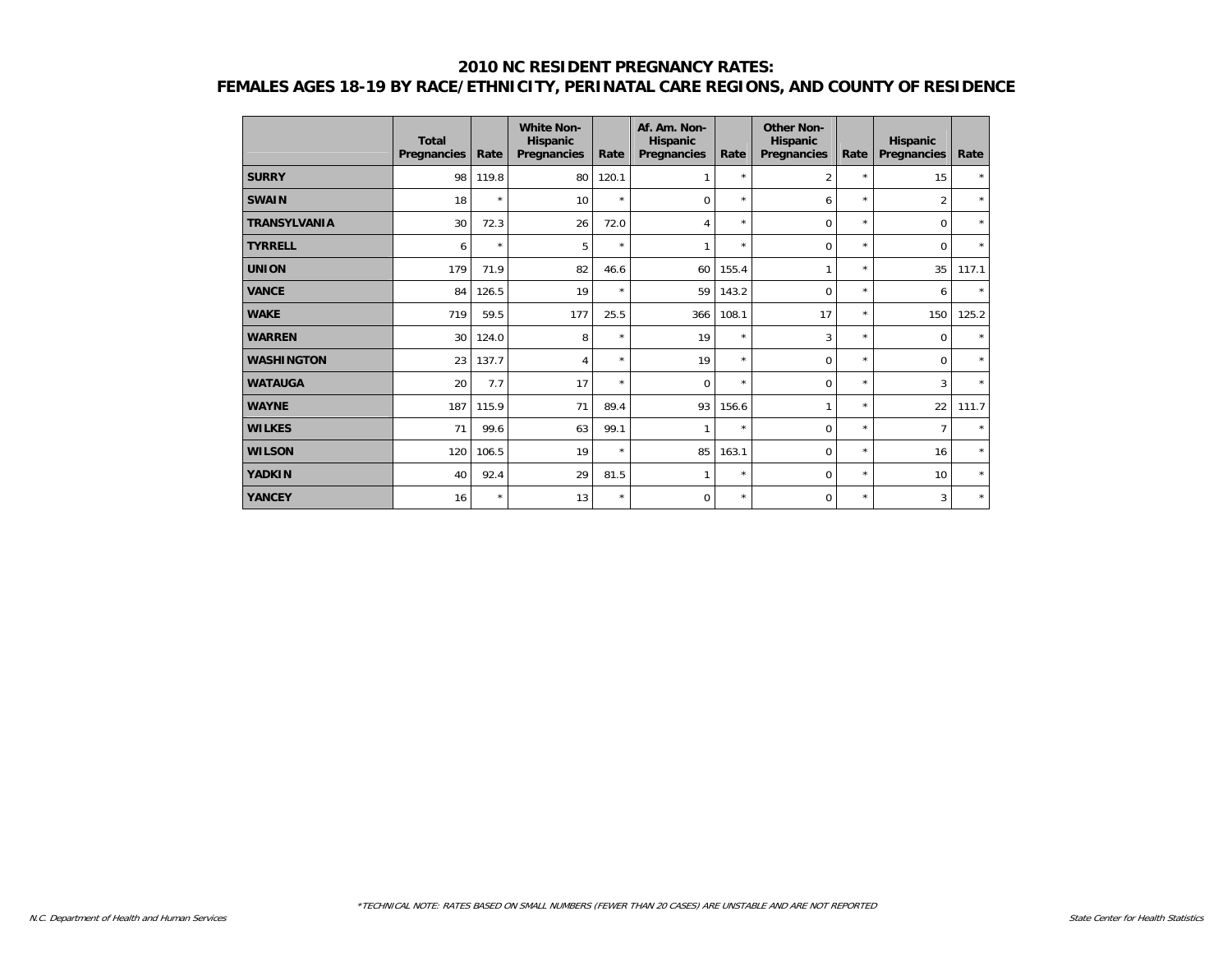## 2010 NC RESIDENT PREGNANCY RATES: FEMALES AGES 18-19 BY RACE/ETHNICITY, PERINATAL CARE REGIONS, AND COUNTY OF RESIDENCE

| | Total Pregnancies | Rate | White Non-Hispanic Pregnancies | Rate | Af. Am. Non-Hispanic Pregnancies | Rate | Other Non-Hispanic Pregnancies | Rate | Hispanic Pregnancies | Rate |
|---|---|---|---|---|---|---|---|---|---|---|
| **SURRY** | 98 | 119.8 | 80 | 120.1 | 1 | * | 2 | * | 15 | * |
| **SWAIN** | 18 | * | 10 | * | 0 | * | 6 | * | 2 | * |
| **TRANSYLVANIA** | 30 | 72.3 | 26 | 72.0 | 4 | * | 0 | * | 0 | * |
| **TYRRELL** | 6 | * | 5 | * | 1 | * | 0 | * | 0 | * |
| **UNION** | 179 | 71.9 | 82 | 46.6 | 60 | 155.4 | 1 | * | 35 | 117.1 |
| **VANCE** | 84 | 126.5 | 19 | * | 59 | 143.2 | 0 | * | 6 | * |
| **WAKE** | 719 | 59.5 | 177 | 25.5 | 366 | 108.1 | 17 | * | 150 | 125.2 |
| **WARREN** | 30 | 124.0 | 8 | * | 19 | * | 3 | * | 0 | * |
| **WASHINGTON** | 23 | 137.7 | 4 | * | 19 | * | 0 | * | 0 | * |
| **WATAUGA** | 20 | 7.7 | 17 | * | 0 | * | 0 | * | 3 | * |
| **WAYNE** | 187 | 115.9 | 71 | 89.4 | 93 | 156.6 | 1 | * | 22 | 111.7 |
| **WILKES** | 71 | 99.6 | 63 | 99.1 | 1 | * | 0 | * | 7 | * |
| **WILSON** | 120 | 106.5 | 19 | * | 85 | 163.1 | 0 | * | 16 | * |
| **YADKIN** | 40 | 92.4 | 29 | 81.5 | 1 | * | 0 | * | 10 | * |
| **YANCEY** | 16 | * | 13 | * | 0 | * | 0 | * | 3 | * |

*TECHNICAL NOTE: RATES BASED ON SMALL NUMBERS (FEWER THAN 20 CASES) ARE UNSTABLE AND ARE NOT REPORTED

N.C. Department of Health and Human Services

State Center for Health Statistics